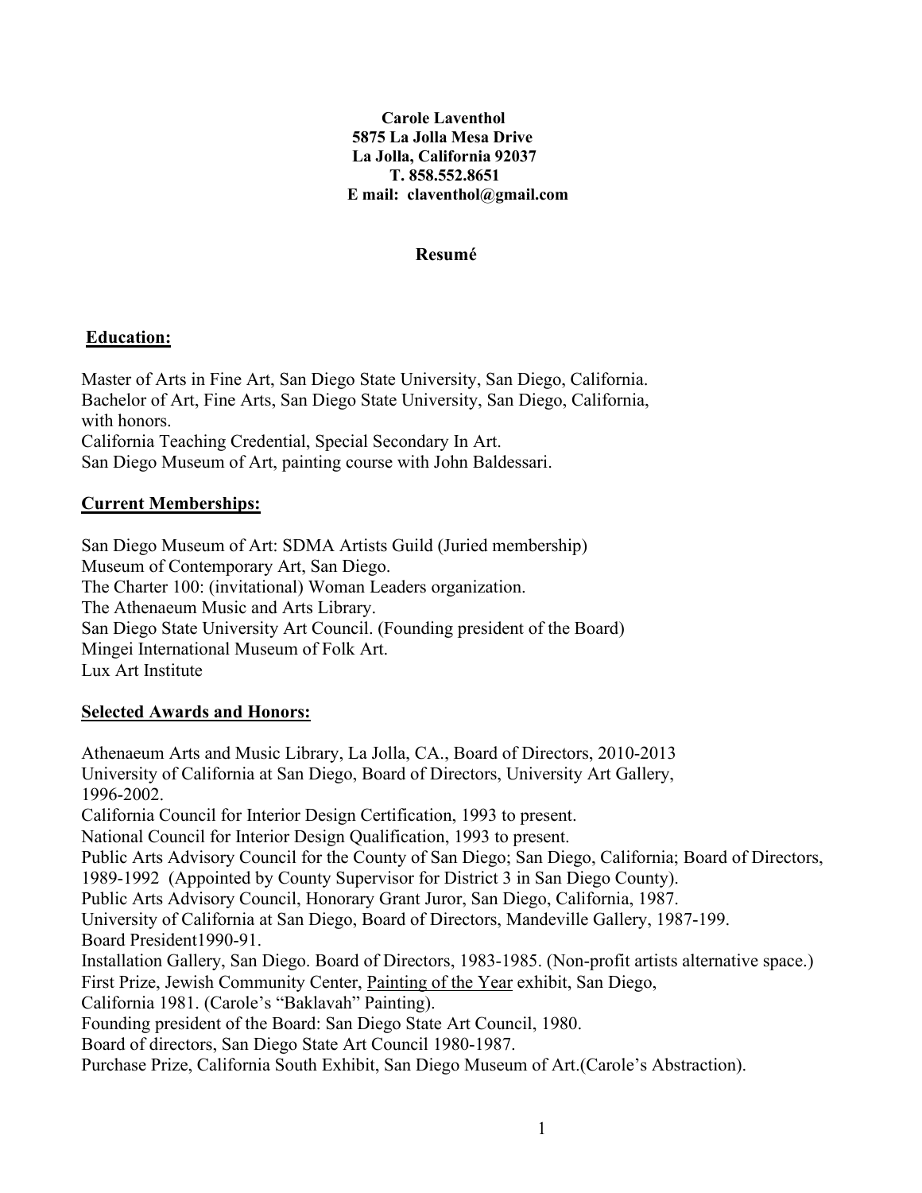**Carole Laventhol**
**5875 La Jolla Mesa Drive**
**La Jolla, California 92037**
**T. 858.552.8651**
**E mail: claventhol@gmail.com**

# Resumé

## Education:

Master of Arts in Fine Art, San Diego State University, San Diego, California.
Bachelor of Art, Fine Arts, San Diego State University, San Diego, California, with honors.
California Teaching Credential, Special Secondary In Art.
San Diego Museum of Art, painting course with John Baldessari.

## Current Memberships:

San Diego Museum of Art: SDMA Artists Guild (Juried membership)
Museum of Contemporary Art, San Diego.
The Charter 100: (invitational) Woman Leaders organization.
The Athenaeum Music and Arts Library.
San Diego State University Art Council. (Founding president of the Board)
Mingei International Museum of Folk Art.
Lux Art Institute

## Selected Awards and Honors:

Athenaeum Arts and Music Library, La Jolla, CA., Board of Directors, 2010-2013
University of California at San Diego, Board of Directors, University Art Gallery, 1996-2002.
California Council for Interior Design Certification, 1993 to present.
National Council for Interior Design Qualification, 1993 to present.
Public Arts Advisory Council for the County of San Diego; San Diego, California; Board of Directors, 1989-1992 (Appointed by County Supervisor for District 3 in San Diego County).
Public Arts Advisory Council, Honorary Grant Juror, San Diego, California, 1987.
University of California at San Diego, Board of Directors, Mandeville Gallery, 1987-199.
Board President1990-91.
Installation Gallery, San Diego. Board of Directors, 1983-1985. (Non-profit artists alternative space.)
First Prize, Jewish Community Center, Painting of the Year exhibit, San Diego, California 1981. (Carole's "Baklavah" Painting).
Founding president of the Board: San Diego State Art Council, 1980.
Board of directors, San Diego State Art Council 1980-1987.
Purchase Prize, California South Exhibit, San Diego Museum of Art.(Carole's Abstraction).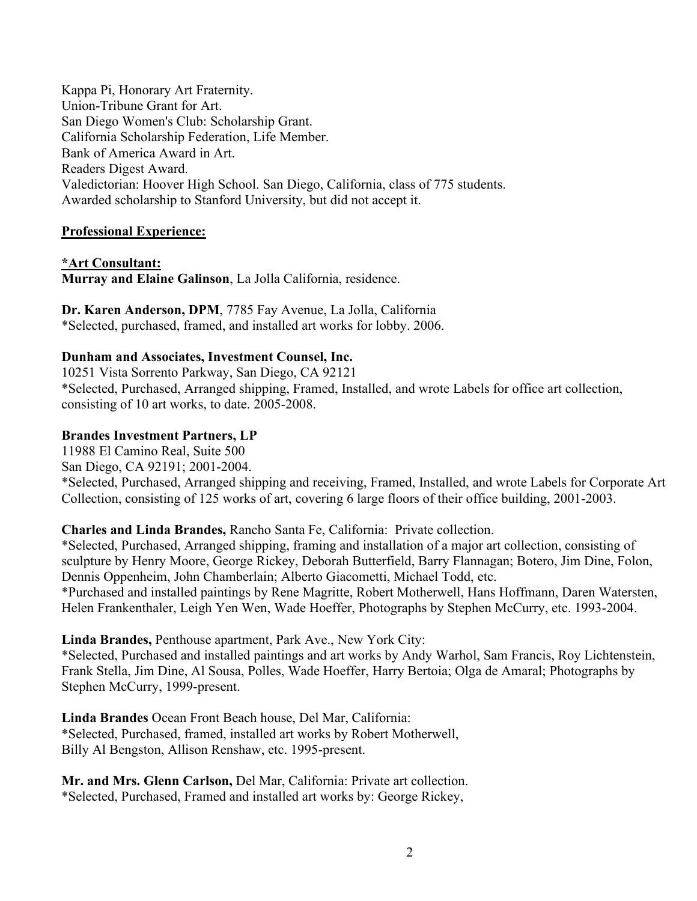Kappa Pi, Honorary Art Fraternity.
Union-Tribune Grant for Art.
San Diego Women's Club: Scholarship Grant.
California Scholarship Federation, Life Member.
Bank of America Award in Art.
Readers Digest Award.
Valedictorian: Hoover High School. San Diego, California, class of 775 students.
Awarded scholarship to Stanford University, but did not accept it.

## **Professional Experience:**

**\*Art Consultant:**
**Murray and Elaine Galinson**, La Jolla California, residence.

**Dr. Karen Anderson, DPM**, 7785 Fay Avenue, La Jolla, California
*Selected, purchased, framed, and installed art works for lobby. 2006.

**Dunham and Associates, Investment Counsel, Inc.**
10251 Vista Sorrento Parkway, San Diego, CA 92121
*Selected, Purchased, Arranged shipping, Framed, Installed, and wrote Labels for office art collection, consisting of 10 art works, to date. 2005-2008.

**Brandes Investment Partners, LP**
11988 El Camino Real, Suite 500
San Diego, CA 92191; 2001-2004.
*Selected, Purchased, Arranged shipping and receiving, Framed, Installed, and wrote Labels for Corporate Art Collection, consisting of 125 works of art, covering 6 large floors of their office building, 2001-2003.

**Charles and Linda Brandes,** Rancho Santa Fe, California: Private collection.
*Selected, Purchased, Arranged shipping, framing and installation of a major art collection, consisting of sculpture by Henry Moore, George Rickey, Deborah Butterfield, Barry Flannagan; Botero, Jim Dine, Folon, Dennis Oppenheim, John Chamberlain; Alberto Giacometti, Michael Todd, etc.
*Purchased and installed paintings by Rene Magritte, Robert Motherwell, Hans Hoffmann, Daren Watersten, Helen Frankenthaler, Leigh Yen Wen, Wade Hoeffer, Photographs by Stephen McCurry, etc. 1993-2004.

**Linda Brandes,** Penthouse apartment, Park Ave., New York City:
*Selected, Purchased and installed paintings and art works by Andy Warhol, Sam Francis, Roy Lichtenstein, Frank Stella, Jim Dine, Al Sousa, Polles, Wade Hoeffer, Harry Bertoia; Olga de Amaral; Photographs by Stephen McCurry, 1999-present.

**Linda Brandes** Ocean Front Beach house, Del Mar, California:
*Selected, Purchased, framed, installed art works by Robert Motherwell, Billy Al Bengston, Allison Renshaw, etc. 1995-present.

**Mr. and Mrs. Glenn Carlson,** Del Mar, California: Private art collection.
*Selected, Purchased, Framed and installed art works by: George Rickey,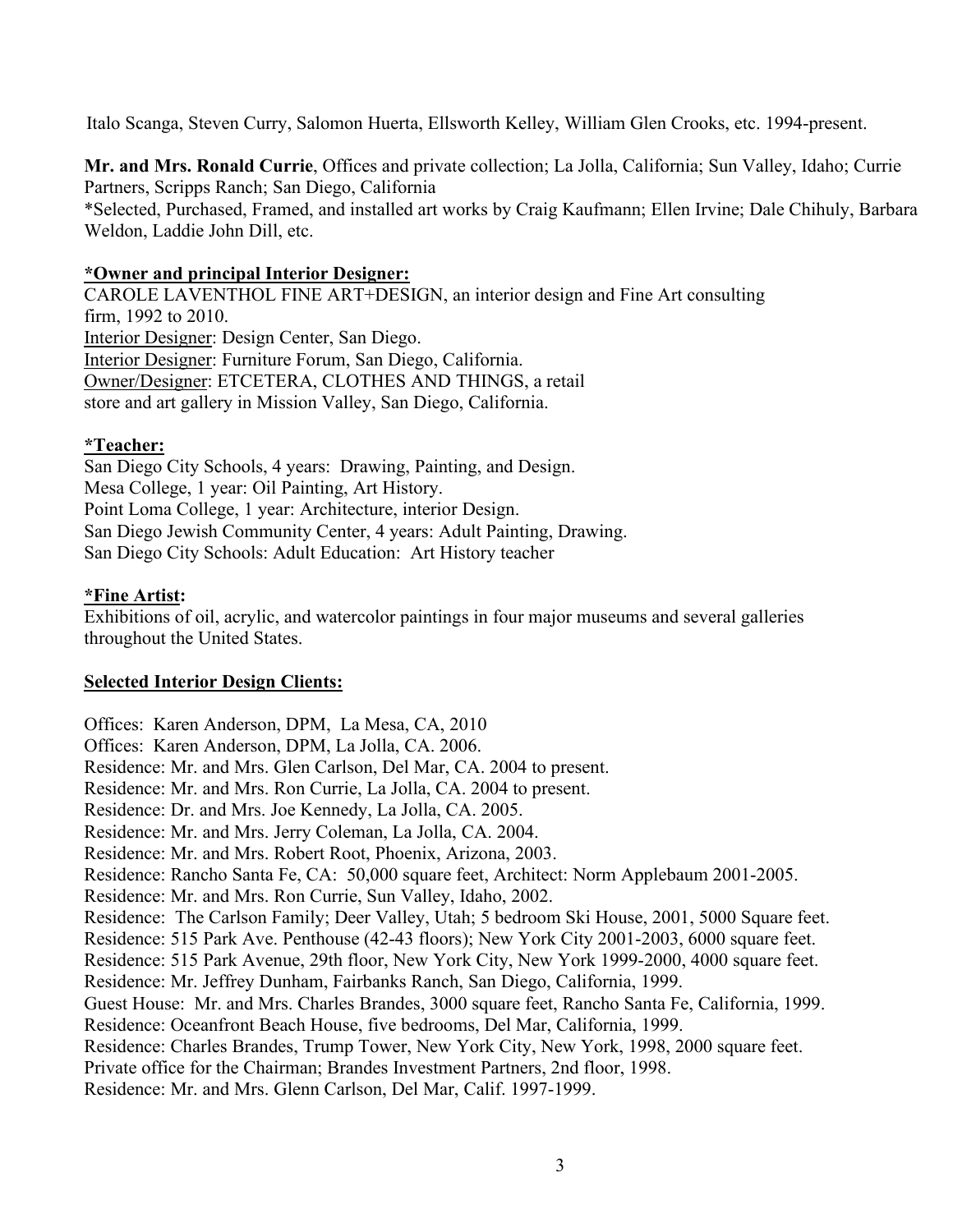Italo Scanga, Steven Curry, Salomon Huerta, Ellsworth Kelley, William Glen Crooks, etc. 1994-present.

**Mr. and Mrs. Ronald Currie**, Offices and private collection; La Jolla, California; Sun Valley, Idaho; Currie Partners, Scripps Ranch; San Diego, California
*Selected, Purchased, Framed, and installed art works by Craig Kaufmann; Ellen Irvine; Dale Chihuly, Barbara Weldon, Laddie John Dill, etc.

**<u>*Owner and principal Interior Designer:</u>**
CAROLE LAVENTHOL FINE ART+DESIGN, an interior design and Fine Art consulting firm, 1992 to 2010.
<u>Interior Designer</u>: Design Center, San Diego.
<u>Interior Designer</u>: Furniture Forum, San Diego, California.
<u>Owner/Designer</u>: ETCETERA, CLOTHES AND THINGS, a retail store and art gallery in Mission Valley, San Diego, California.

**<u>*Teacher:</u>**
San Diego City Schools, 4 years: Drawing, Painting, and Design.
Mesa College, 1 year: Oil Painting, Art History.
Point Loma College, 1 year: Architecture, interior Design.
San Diego Jewish Community Center, 4 years: Adult Painting, Drawing.
San Diego City Schools: Adult Education: Art History teacher

**<u>*Fine Artist</u>:**
Exhibitions of oil, acrylic, and watercolor paintings in four major museums and several galleries throughout the United States.

**<u>Selected Interior Design Clients:</u>**

Offices: Karen Anderson, DPM, La Mesa, CA, 2010
Offices: Karen Anderson, DPM, La Jolla, CA. 2006.
Residence: Mr. and Mrs. Glen Carlson, Del Mar, CA. 2004 to present.
Residence: Mr. and Mrs. Ron Currie, La Jolla, CA. 2004 to present.
Residence: Dr. and Mrs. Joe Kennedy, La Jolla, CA. 2005.
Residence: Mr. and Mrs. Jerry Coleman, La Jolla, CA. 2004.
Residence: Mr. and Mrs. Robert Root, Phoenix, Arizona, 2003.
Residence: Rancho Santa Fe, CA: 50,000 square feet, Architect: Norm Applebaum 2001-2005.
Residence: Mr. and Mrs. Ron Currie, Sun Valley, Idaho, 2002.
Residence: The Carlson Family; Deer Valley, Utah; 5 bedroom Ski House, 2001, 5000 Square feet.
Residence: 515 Park Ave. Penthouse (42-43 floors); New York City 2001-2003, 6000 square feet.
Residence: 515 Park Avenue, 29th floor, New York City, New York 1999-2000, 4000 square feet.
Residence: Mr. Jeffrey Dunham, Fairbanks Ranch, San Diego, California, 1999.
Guest House: Mr. and Mrs. Charles Brandes, 3000 square feet, Rancho Santa Fe, California, 1999.
Residence: Oceanfront Beach House, five bedrooms, Del Mar, California, 1999.
Residence: Charles Brandes, Trump Tower, New York City, New York, 1998, 2000 square feet.
Private office for the Chairman; Brandes Investment Partners, 2nd floor, 1998.
Residence: Mr. and Mrs. Glenn Carlson, Del Mar, Calif. 1997-1999.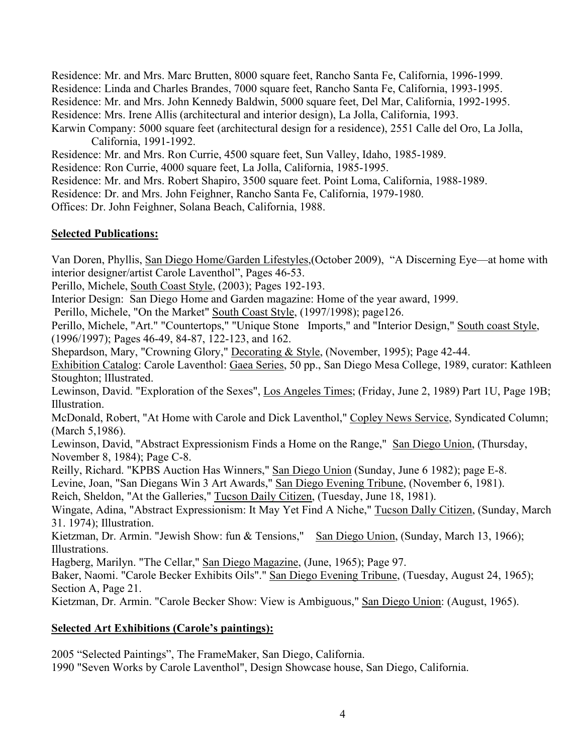Residence: Mr. and Mrs. Marc Brutten, 8000 square feet, Rancho Santa Fe, California, 1996-1999.
Residence: Linda and Charles Brandes, 7000 square feet, Rancho Santa Fe, California, 1993-1995.
Residence: Mr. and Mrs. John Kennedy Baldwin, 5000 square feet, Del Mar, California, 1992-1995.
Residence: Mrs. Irene Allis (architectural and interior design), La Jolla, California, 1993.
Karwin Company: 5000 square feet (architectural design for a residence), 2551 Calle del Oro, La Jolla, California, 1991-1992.
Residence: Mr. and Mrs. Ron Currie, 4500 square feet, Sun Valley, Idaho, 1985-1989.
Residence: Ron Currie, 4000 square feet, La Jolla, California, 1985-1995.
Residence: Mr. and Mrs. Robert Shapiro, 3500 square feet. Point Loma, California, 1988-1989.
Residence: Dr. and Mrs. John Feighner, Rancho Santa Fe, California, 1979-1980.
Offices: Dr. John Feighner, Solana Beach, California, 1988.

## Selected Publications:

Van Doren, Phyllis, San Diego Home/Garden Lifestyles,(October 2009), "A Discerning Eye—at home with interior designer/artist Carole Laventhol", Pages 46-53.
Perillo, Michele, South Coast Style, (2003); Pages 192-193.
Interior Design: San Diego Home and Garden magazine: Home of the year award, 1999.
Perillo, Michele, "On the Market" South Coast Style, (1997/1998); page126.
Perillo, Michele, "Art." "Countertops," "Unique Stone Imports," and "Interior Design," South coast Style, (1996/1997); Pages 46-49, 84-87, 122-123, and 162.
Shepardson, Mary, "Crowning Glory," Decorating & Style, (November, 1995); Page 42-44.
Exhibition Catalog: Carole Laventhol: Gaea Series, 50 pp., San Diego Mesa College, 1989, curator: Kathleen Stoughton; lllustrated.
Lewinson, David. "Exploration of the Sexes", Los Angeles Times; (Friday, June 2, 1989) Part 1U, Page 19B; Illustration.
McDonald, Robert, "At Home with Carole and Dick Laventhol," Copley News Service, Syndicated Column; (March 5,1986).
Lewinson, David, "Abstract Expressionism Finds a Home on the Range," San Diego Union, (Thursday, November 8, 1984); Page C-8.
Reilly, Richard. "KPBS Auction Has Winners," San Diego Union (Sunday, June 6 1982); page E-8.
Levine, Joan, "San Diegans Win 3 Art Awards," San Diego Evening Tribune, (November 6, 1981).
Reich, Sheldon, "At the Galleries," Tucson Daily Citizen, (Tuesday, June 18, 1981).
Wingate, Adina, "Abstract Expressionism: It May Yet Find A Niche," Tucson Dally Citizen, (Sunday, March 31. 1974); Illustration.
Kietzman, Dr. Armin. "Jewish Show: fun & Tensions," San Diego Union, (Sunday, March 13, 1966); Illustrations.
Hagberg, Marilyn. "The Cellar," San Diego Magazine, (June, 1965); Page 97.
Baker, Naomi. "Carole Becker Exhibits Oils"." San Diego Evening Tribune, (Tuesday, August 24, 1965); Section A, Page 21.
Kietzman, Dr. Armin. "Carole Becker Show: View is Ambiguous," San Diego Union: (August, 1965).

## Selected Art Exhibitions (Carole's paintings):

2005 "Selected Paintings", The FrameMaker, San Diego, California.
1990 "Seven Works by Carole Laventhol", Design Showcase house, San Diego, California.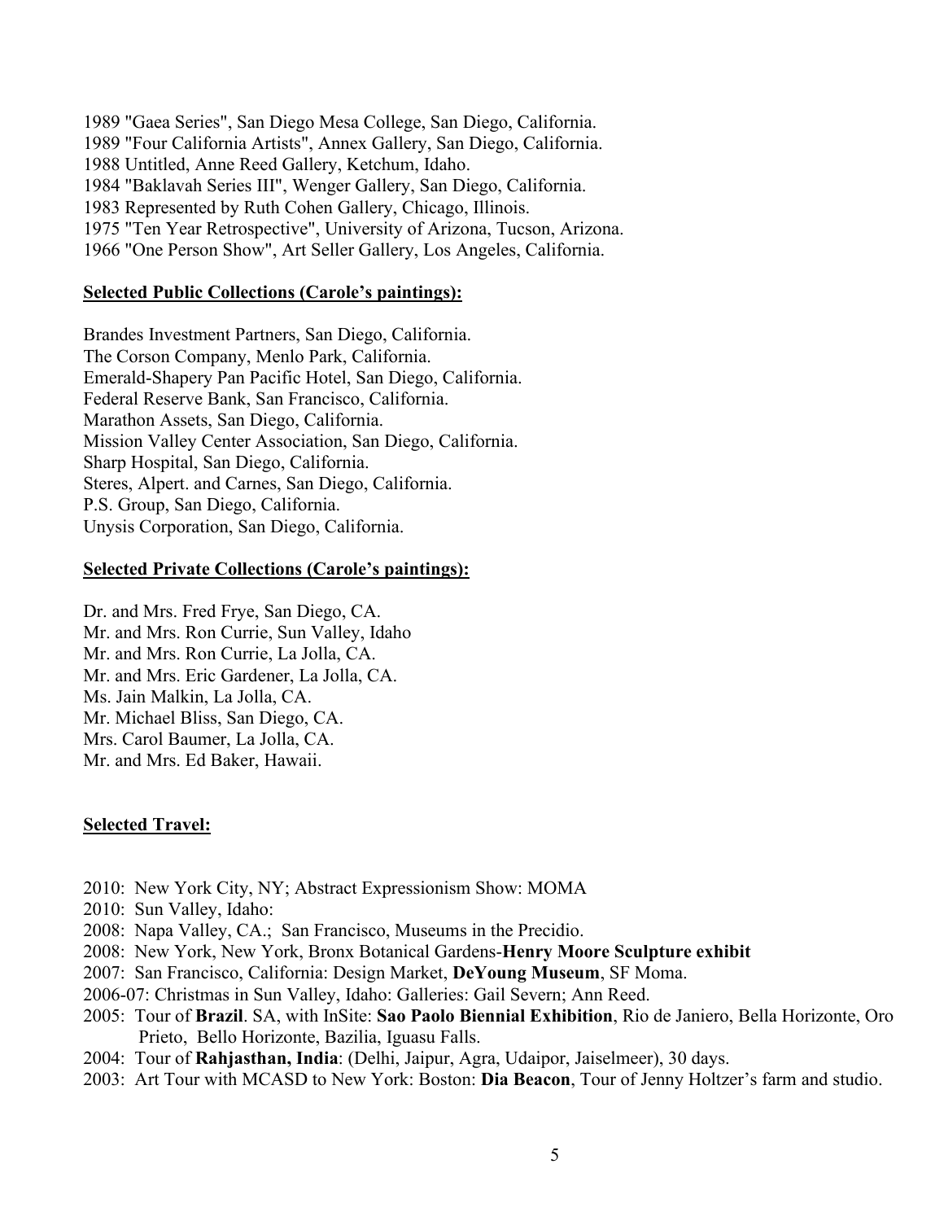1989 "Gaea Series", San Diego Mesa College, San Diego, California.
1989 "Four California Artists", Annex Gallery, San Diego, California.
1988 Untitled, Anne Reed Gallery, Ketchum, Idaho.
1984 "Baklavah Series III", Wenger Gallery, San Diego, California.
1983 Represented by Ruth Cohen Gallery, Chicago, Illinois.
1975 "Ten Year Retrospective", University of Arizona, Tucson, Arizona.
1966 "One Person Show", Art Seller Gallery, Los Angeles, California.

**Selected Public Collections (Carole's paintings):**

Brandes Investment Partners, San Diego, California.
The Corson Company, Menlo Park, California.
Emerald-Shapery Pan Pacific Hotel, San Diego, California.
Federal Reserve Bank, San Francisco, California.
Marathon Assets, San Diego, California.
Mission Valley Center Association, San Diego, California.
Sharp Hospital, San Diego, California.
Steres, Alpert. and Carnes, San Diego, California.
P.S. Group, San Diego, California.
Unysis Corporation, San Diego, California.

**Selected Private Collections (Carole's paintings):**

Dr. and Mrs. Fred Frye, San Diego, CA.
Mr. and Mrs. Ron Currie, Sun Valley, Idaho
Mr. and Mrs. Ron Currie, La Jolla, CA.
Mr. and Mrs. Eric Gardener, La Jolla, CA.
Ms. Jain Malkin, La Jolla, CA.
Mr. Michael Bliss, San Diego, CA.
Mrs. Carol Baumer, La Jolla, CA.
Mr. and Mrs. Ed Baker, Hawaii.

**Selected Travel:**

2010: New York City, NY; Abstract Expressionism Show: MOMA
2010: Sun Valley, Idaho:
2008: Napa Valley, CA.; San Francisco, Museums in the Precidio.
2008: New York, New York, Bronx Botanical Gardens-**Henry Moore Sculpture exhibit**
2007: San Francisco, California: Design Market, **DeYoung Museum**, SF Moma.
2006-07: Christmas in Sun Valley, Idaho: Galleries: Gail Severn; Ann Reed.
2005: Tour of **Brazil**. SA, with InSite: **Sao Paolo Biennial Exhibition**, Rio de Janiero, Bella Horizonte, Oro Prieto, Bello Horizonte, Bazilia, Iguasu Falls.
2004: Tour of **Rahjasthan, India**: (Delhi, Jaipur, Agra, Udaipor, Jaiselmeer), 30 days.
2003: Art Tour with MCASD to New York: Boston: **Dia Beacon**, Tour of Jenny Holtzer's farm and studio.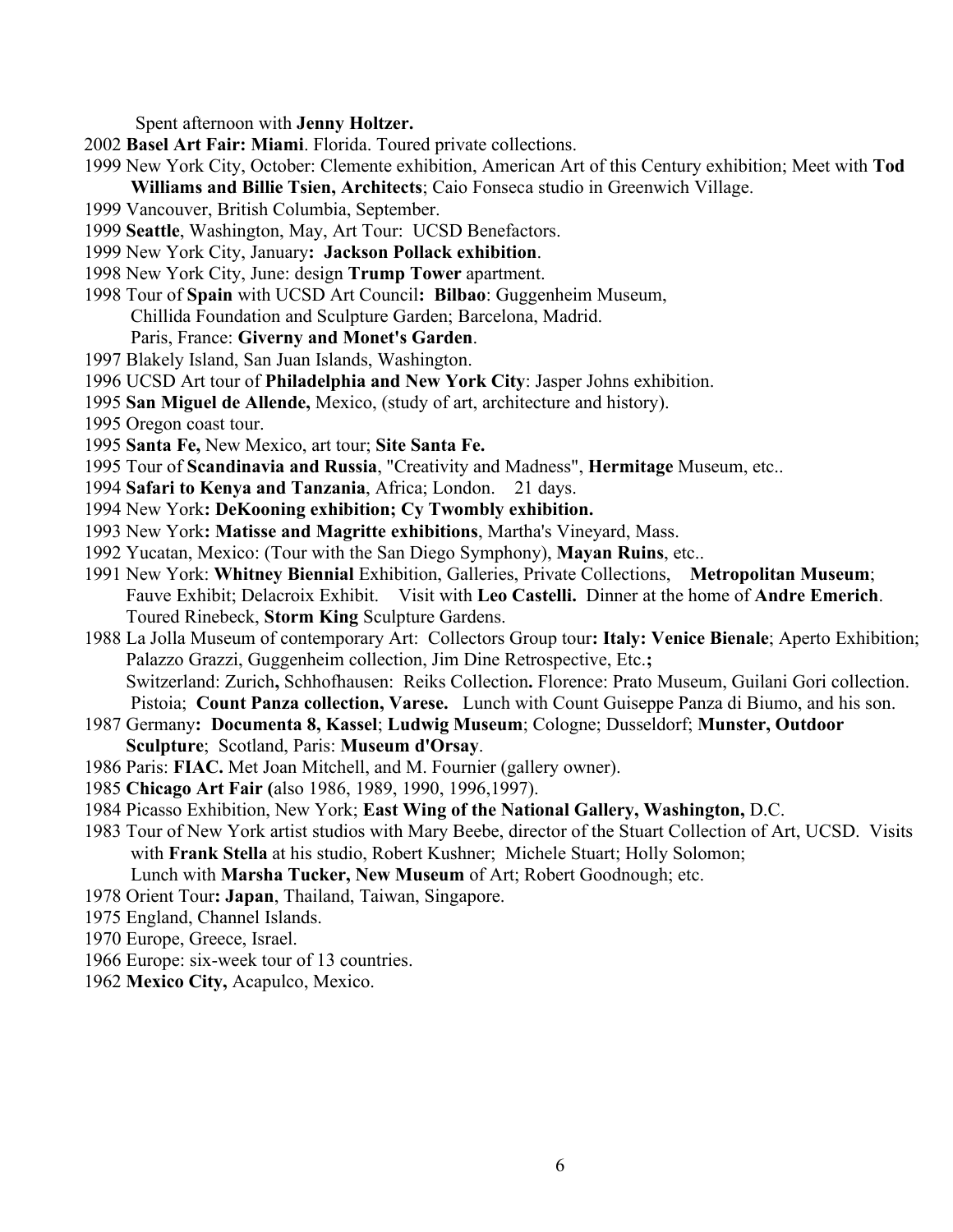Spent afternoon with **Jenny Holtzer.**

2002 **Basel Art Fair: Miami**. Florida. Toured private collections.

1999 New York City, October: Clemente exhibition, American Art of this Century exhibition; Meet with **Tod Williams and Billie Tsien, Architects**; Caio Fonseca studio in Greenwich Village.

1999 Vancouver, British Columbia, September.

1999 **Seattle**, Washington, May, Art Tour: UCSD Benefactors.

1999 New York City, January**: Jackson Pollack exhibition**.

1998 New York City, June: design **Trump Tower** apartment.

1998 Tour of **Spain** with UCSD Art Council**: Bilbao**: Guggenheim Museum, Chillida Foundation and Sculpture Garden; Barcelona, Madrid.
Paris, France: **Giverny and Monet's Garden**.

1997 Blakely Island, San Juan Islands, Washington.

1996 UCSD Art tour of **Philadelphia and New York City**: Jasper Johns exhibition.

1995 **San Miguel de Allende,** Mexico, (study of art, architecture and history).

1995 Oregon coast tour.

1995 **Santa Fe,** New Mexico, art tour; **Site Santa Fe.**

1995 Tour of **Scandinavia and Russia**, "Creativity and Madness", **Hermitage** Museum, etc..

1994 **Safari to Kenya and Tanzania**, Africa; London. 21 days.

1994 New York**: DeKooning exhibition; Cy Twombly exhibition.**

1993 New York**: Matisse and Magritte exhibitions**, Martha's Vineyard, Mass.

1992 Yucatan, Mexico: (Tour with the San Diego Symphony), **Mayan Ruins**, etc..

1991 New York: **Whitney Biennial** Exhibition, Galleries, Private Collections, **Metropolitan Museum**; Fauve Exhibit; Delacroix Exhibit. Visit with **Leo Castelli.** Dinner at the home of **Andre Emerich**. Toured Rinebeck, **Storm King** Sculpture Gardens.

1988 La Jolla Museum of contemporary Art: Collectors Group tour**: Italy: Venice Bienale**; Aperto Exhibition; Palazzo Grazzi, Guggenheim collection, Jim Dine Retrospective, Etc.**;**
Switzerland: Zurich**,** Schhofhausen: Reiks Collection**.** Florence: Prato Museum, Guilani Gori collection. Pistoia; **Count Panza collection, Varese.** Lunch with Count Guiseppe Panza di Biumo, and his son.

1987 Germany**: Documenta 8, Kassel**; **Ludwig Museum**; Cologne; Dusseldorf; **Munster, Outdoor Sculpture**; Scotland, Paris: **Museum d'Orsay**.

1986 Paris: **FIAC.** Met Joan Mitchell, and M. Fournier (gallery owner).

1985 **Chicago Art Fair (**also 1986, 1989, 1990, 1996,1997).

1984 Picasso Exhibition, New York; **East Wing of the National Gallery, Washington,** D.C.

1983 Tour of New York artist studios with Mary Beebe, director of the Stuart Collection of Art, UCSD. Visits with **Frank Stella** at his studio, Robert Kushner; Michele Stuart; Holly Solomon;
Lunch with **Marsha Tucker, New Museum** of Art; Robert Goodnough; etc.

1978 Orient Tour**: Japan**, Thailand, Taiwan, Singapore.

1975 England, Channel Islands.

1970 Europe, Greece, Israel.

1966 Europe: six-week tour of 13 countries.

1962 **Mexico City,** Acapulco, Mexico.